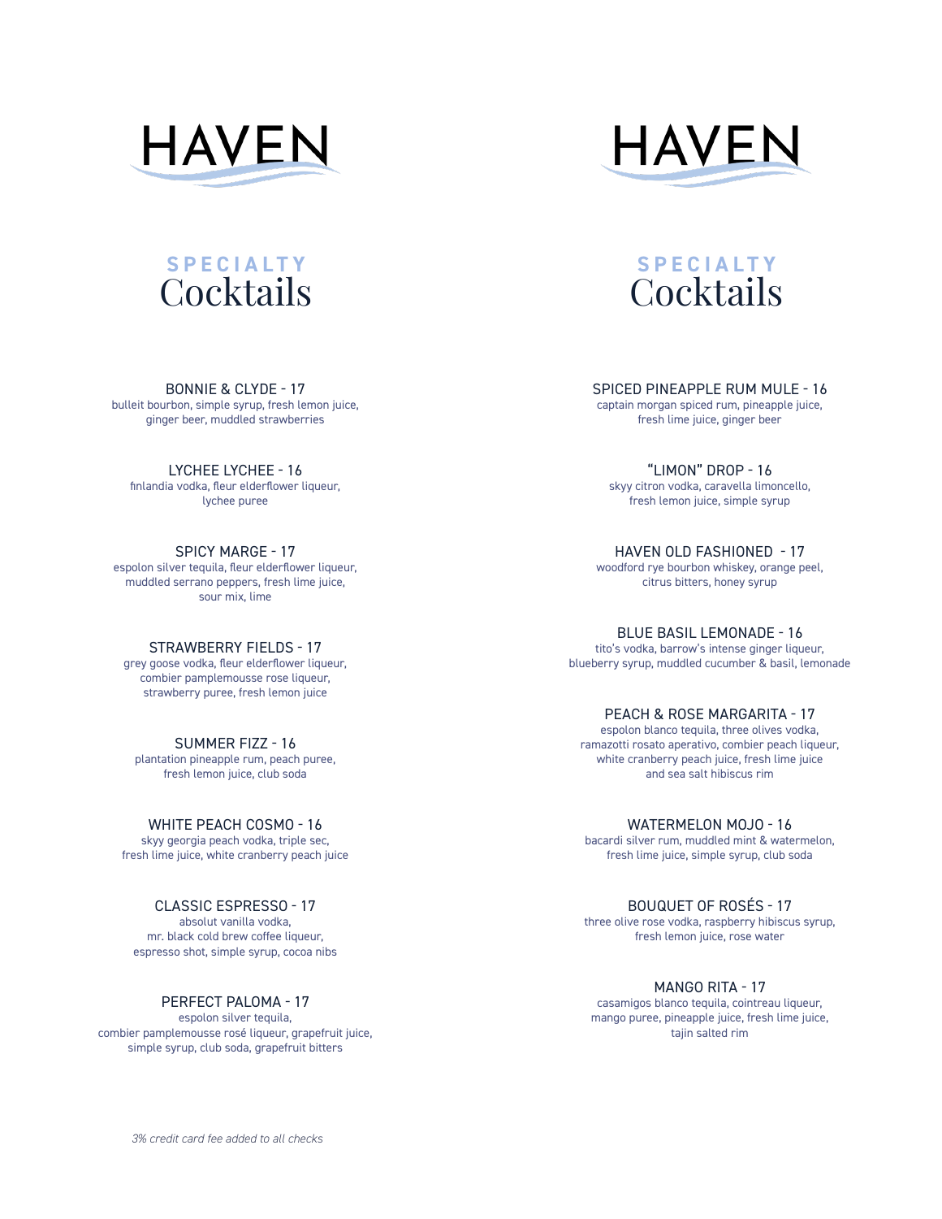# HAVEN

## SPECIALTY Cocktails

**BONNIE & CLYDE - 17**
bulleit bourbon, simple syrup, fresh lemon juice, ginger beer, muddled strawberries

**LYCHEE LYCHEE - 16**
finlandia vodka, fleur elderflower liqueur, lychee puree

**SPICY MARGE - 17**
espolon silver tequila, fleur elderflower liqueur, muddled serrano peppers, fresh lime juice, sour mix, lime

**STRAWBERRY FIELDS - 17**
grey goose vodka, fleur elderflower liqueur, combier pamplemousse rose liqueur, strawberry puree, fresh lemon juice

**SUMMER FIZZ - 16**
plantation pineapple rum, peach puree, fresh lemon juice, club soda

**WHITE PEACH COSMO - 16**
skyy georgia peach vodka, triple sec, fresh lime juice, white cranberry peach juice

**CLASSIC ESPRESSO - 17**
absolut vanilla vodka, mr. black cold brew coffee liqueur, espresso shot, simple syrup, cocoa nibs

**PERFECT PALOMA - 17**
espolon silver tequila, combier pamplemousse rosé liqueur, grapefruit juice, simple syrup, club soda, grapefruit bitters

*3% credit card fee added to all checks*

# HAVEN

## SPECIALTY Cocktails

**SPICED PINEAPPLE RUM MULE - 16**
captain morgan spiced rum, pineapple juice, fresh lime juice, ginger beer

**"LIMON" DROP - 16**
skyy citron vodka, caravella limoncello, fresh lemon juice, simple syrup

**HAVEN OLD FASHIONED - 17**
woodford rye bourbon whiskey, orange peel, citrus bitters, honey syrup

**BLUE BASIL LEMONADE - 16**
tito's vodka, barrow's intense ginger liqueur, blueberry syrup, muddled cucumber & basil, lemonade

**PEACH & ROSE MARGARITA - 17**
espolon blanco tequila, three olives vodka, ramazotti rosato aperativo, combier peach liqueur, white cranberry peach juice, fresh lime juice and sea salt hibiscus rim

**WATERMELON MOJO - 16**
bacardi silver rum, muddled mint & watermelon, fresh lime juice, simple syrup, club soda

**BOUQUET OF ROSÉS - 17**
three olive rose vodka, raspberry hibiscus syrup, fresh lemon juice, rose water

**MANGO RITA - 17**
casamigos blanco tequila, cointreau liqueur, mango puree, pineapple juice, fresh lime juice, tajin salted rim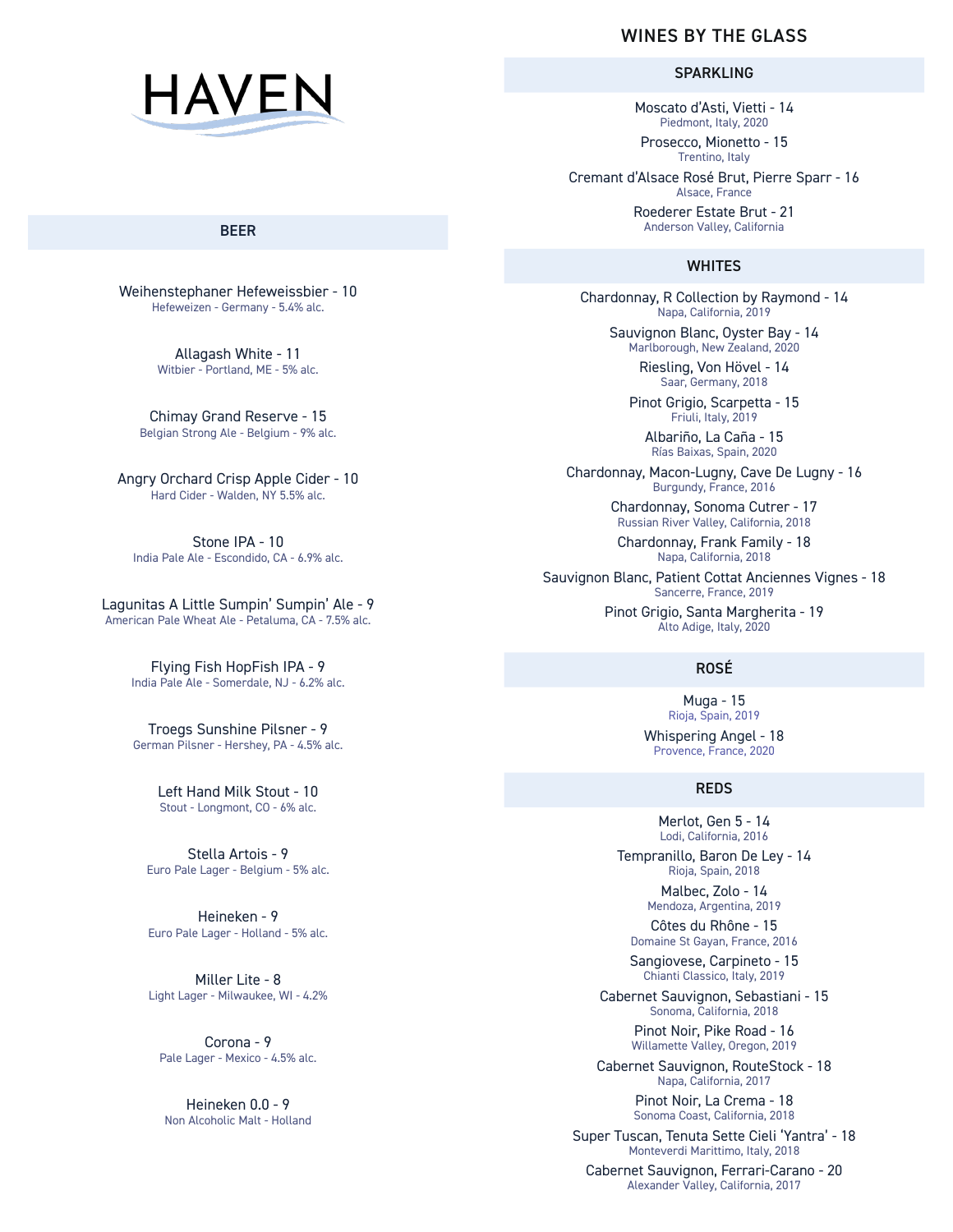# HAVEN

## BEER

Weihenstephaner Hefeweissbier - 10
Hefeweizen - Germany - 5.4% alc.

Allagash White - 11
Witbier - Portland, ME - 5% alc.

Chimay Grand Reserve - 15
Belgian Strong Ale - Belgium - 9% alc.

Angry Orchard Crisp Apple Cider - 10
Hard Cider - Walden, NY 5.5% alc.

Stone IPA - 10
India Pale Ale - Escondido, CA - 6.9% alc.

Lagunitas A Little Sumpin' Sumpin' Ale - 9
American Pale Wheat Ale - Petaluma, CA - 7.5% alc.

Flying Fish HopFish IPA - 9
India Pale Ale - Somerdale, NJ - 6.2% alc.

Troegs Sunshine Pilsner - 9
German Pilsner - Hershey, PA - 4.5% alc.

Left Hand Milk Stout - 10
Stout - Longmont, CO - 6% alc.

Stella Artois - 9
Euro Pale Lager - Belgium - 5% alc.

Heineken - 9
Euro Pale Lager - Holland - 5% alc.

Miller Lite - 8
Light Lager - Milwaukee, WI - 4.2%

Corona - 9
Pale Lager - Mexico - 4.5% alc.

Heineken 0.0 - 9
Non Alcoholic Malt - Holland

# WINES BY THE GLASS

## SPARKLING

Moscato d'Asti, Vietti - 14
Piedmont, Italy, 2020

Prosecco, Mionetto - 15
Trentino, Italy

Cremant d'Alsace Rosé Brut, Pierre Sparr - 16
Alsace, France

Roederer Estate Brut - 21
Anderson Valley, California

## WHITES

Chardonnay, R Collection by Raymond - 14
Napa, California, 2019

Sauvignon Blanc, Oyster Bay - 14
Marlborough, New Zealand, 2020

Riesling, Von Hövel - 14
Saar, Germany, 2018

Pinot Grigio, Scarpetta - 15
Friuli, Italy, 2019

Albariño, La Caña - 15
Rías Baixas, Spain, 2020

Chardonnay, Macon-Lugny, Cave De Lugny - 16
Burgundy, France, 2016

Chardonnay, Sonoma Cutrer - 17
Russian River Valley, California, 2018

Chardonnay, Frank Family - 18
Napa, California, 2018

Sauvignon Blanc, Patient Cottat Anciennes Vignes - 18
Sancerre, France, 2019

Pinot Grigio, Santa Margherita - 19
Alto Adige, Italy, 2020

## ROSÉ

Muga - 15
Rioja, Spain, 2019

Whispering Angel - 18
Provence, France, 2020

## REDS

Merlot, Gen 5 - 14
Lodi, California, 2016

Tempranillo, Baron De Ley - 14
Rioja, Spain, 2018

Malbec, Zolo - 14
Mendoza, Argentina, 2019

Côtes du Rhône - 15
Domaine St Gayan, France, 2016

Sangiovese, Carpineto - 15
Chianti Classico, Italy, 2019

Cabernet Sauvignon, Sebastiani - 15
Sonoma, California, 2018

Pinot Noir, Pike Road - 16
Willamette Valley, Oregon, 2019

Cabernet Sauvignon, RouteStock - 18
Napa, California, 2017

Pinot Noir, La Crema - 18
Sonoma Coast, California, 2018

Super Tuscan, Tenuta Sette Cieli 'Yantra' - 18
Monteverdi Marittimo, Italy, 2018

Cabernet Sauvignon, Ferrari-Carano - 20
Alexander Valley, California, 2017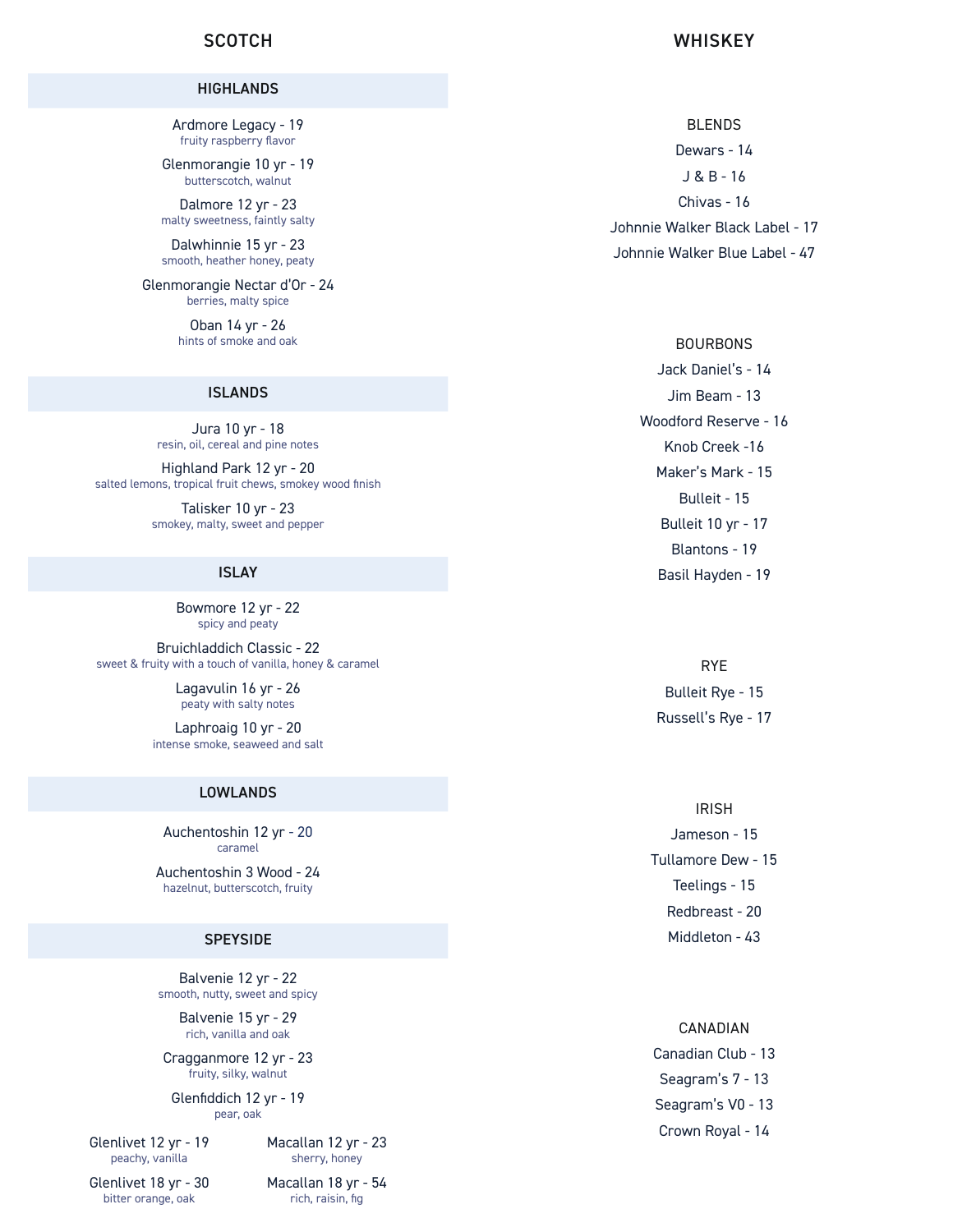## SCOTCH

### HIGHLANDS

Ardmore Legacy - 19
fruity raspberry flavor

Glenmorangie 10 yr - 19
butterscotch, walnut

Dalmore 12 yr - 23
malty sweetness, faintly salty

Dalwhinnie 15 yr - 23
smooth, heather honey, peaty

Glenmorangie Nectar d'Or - 24
berries, malty spice

Oban 14 yr - 26
hints of smoke and oak

### ISLANDS

Jura 10 yr - 18
resin, oil, cereal and pine notes

Highland Park 12 yr - 20
salted lemons, tropical fruit chews, smokey wood finish

Talisker 10 yr - 23
smokey, malty, sweet and pepper

### ISLAY

Bowmore 12 yr - 22
spicy and peaty

Bruichladdich Classic - 22
sweet & fruity with a touch of vanilla, honey & caramel

Lagavulin 16 yr - 26
peaty with salty notes

Laphroaig 10 yr - 20
intense smoke, seaweed and salt

### LOWLANDS

Auchentoshin 12 yr - 20
caramel

Auchentoshin 3 Wood - 24
hazelnut, butterscotch, fruity

### SPEYSIDE

Balvenie 12 yr - 22
smooth, nutty, sweet and spicy

Balvenie 15 yr - 29
rich, vanilla and oak

Cragganmore 12 yr - 23
fruity, silky, walnut

Glenfiddich 12 yr - 19
pear, oak

Glenlivet 12 yr - 19
peachy, vanilla

Glenlivet 18 yr - 30
bitter orange, oak

Macallan 12 yr - 23
sherry, honey

Macallan 18 yr - 54
rich, raisin, fig

## WHISKEY

### BLENDS

Dewars - 14

J & B - 16

Chivas - 16

Johnnie Walker Black Label - 17

Johnnie Walker Blue Label - 47

### BOURBONS

Jack Daniel's - 14

Jim Beam - 13

Woodford Reserve - 16

Knob Creek -16

Maker's Mark - 15

Bulleit - 15

Bulleit 10 yr - 17

Blantons - 19

Basil Hayden - 19

### RYE

Bulleit Rye - 15

Russell's Rye - 17

### IRISH

Jameson - 15

Tullamore Dew - 15

Teelings - 15

Redbreast - 20

Middleton - 43

### CANADIAN

Canadian Club - 13

Seagram's 7 - 13

Seagram's V0 - 13

Crown Royal - 14